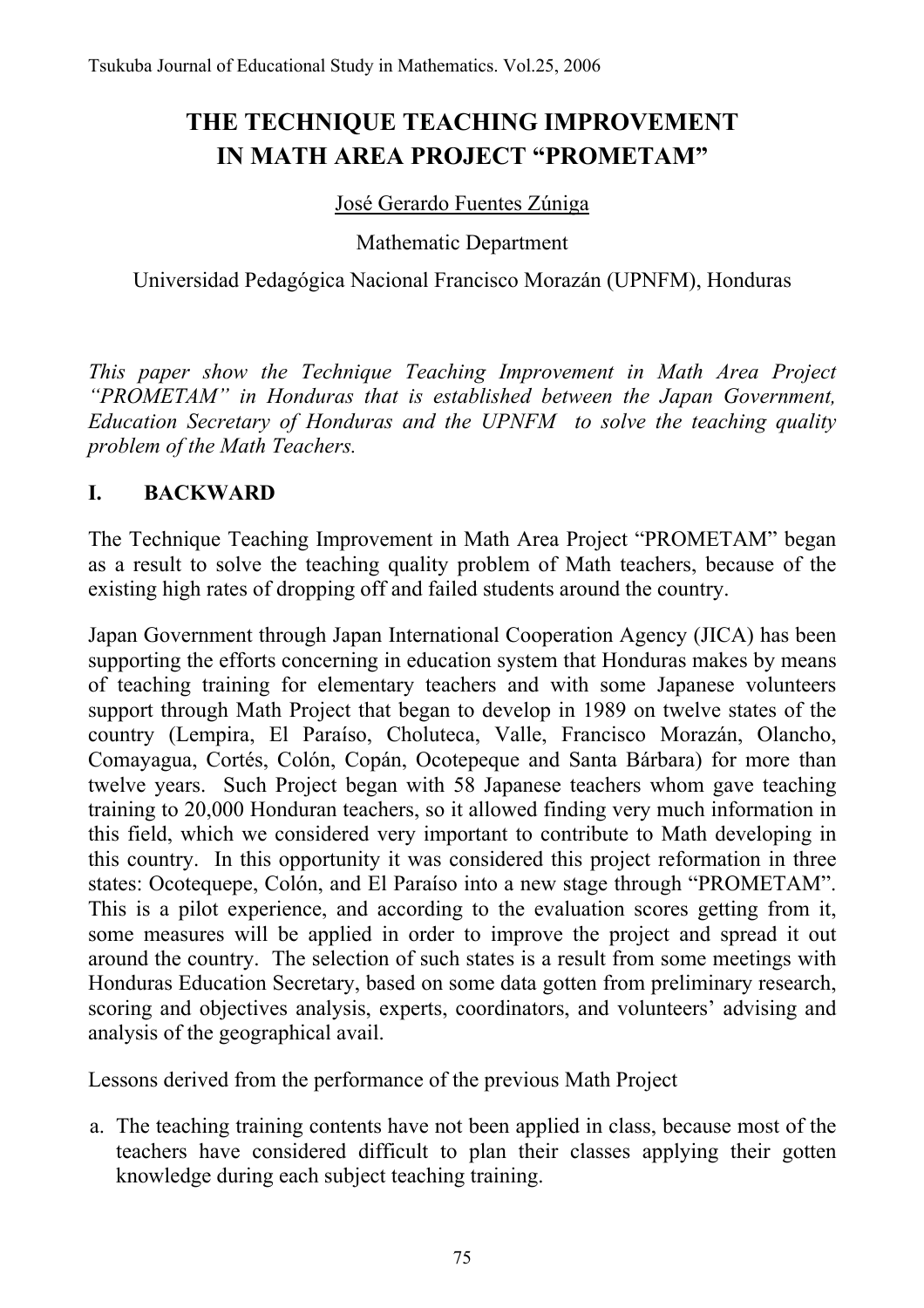# THE TECHNIQUE TEACHING IMPROVEMENT IN MATH AREA PROJECT "PROMETAM"

José Gerardo Fuentes Zúniga

Mathematic Department

Universidad Pedagógica Nacional Francisco Morazán (UPNFM), Honduras

*This paper show the Technique Teaching Improvement in Math Area Project "PROMETAM" in Honduras that is established between the Japan Government, Education Secretary of Honduras and the UPNFM to solve the teaching quality problem of the Math Teachers.*

## I. BACKWARD

The Technique Teaching Improvement in Math Area Project "PROMETAM" began as a result to solve the teaching quality problem of Math teachers, because of the existing high rates of dropping off and failed students around the country.

Japan Government through Japan International Cooperation Agency (JICA) has been supporting the efforts concerning in education system that Honduras makes by means of teaching training for elementary teachers and with some Japanese volunteers support through Math Project that began to develop in 1989 on twelve states of the country (Lempira, El Paraíso, Choluteca, Valle, Francisco Morazán, Olancho, Comayagua, Cortés, Colón, Copán, Ocotepeque and Santa Bárbara) for more than twelve years. Such Project began with 58 Japanese teachers whom gave teaching training to 20,000 Honduran teachers, so it allowed finding very much information in this field, which we considered very important to contribute to Math developing in this country. In this opportunity it was considered this project reformation in three states: Ocotequepe, Colón, and El Paraíso into a new stage through "PROMETAM". This is a pilot experience, and according to the evaluation scores getting from it, some measures will be applied in order to improve the project and spread it out around the country. The selection of such states is a result from some meetings with Honduras Education Secretary, based on some data gotten from preliminary research, scoring and objectives analysis, experts, coordinators, and volunteers' advising and analysis of the geographical avail.

Lessons derived from the performance of the previous Math Project

a. The teaching training contents have not been applied in class, because most of the teachers have considered difficult to plan their classes applying their gotten knowledge during each subject teaching training.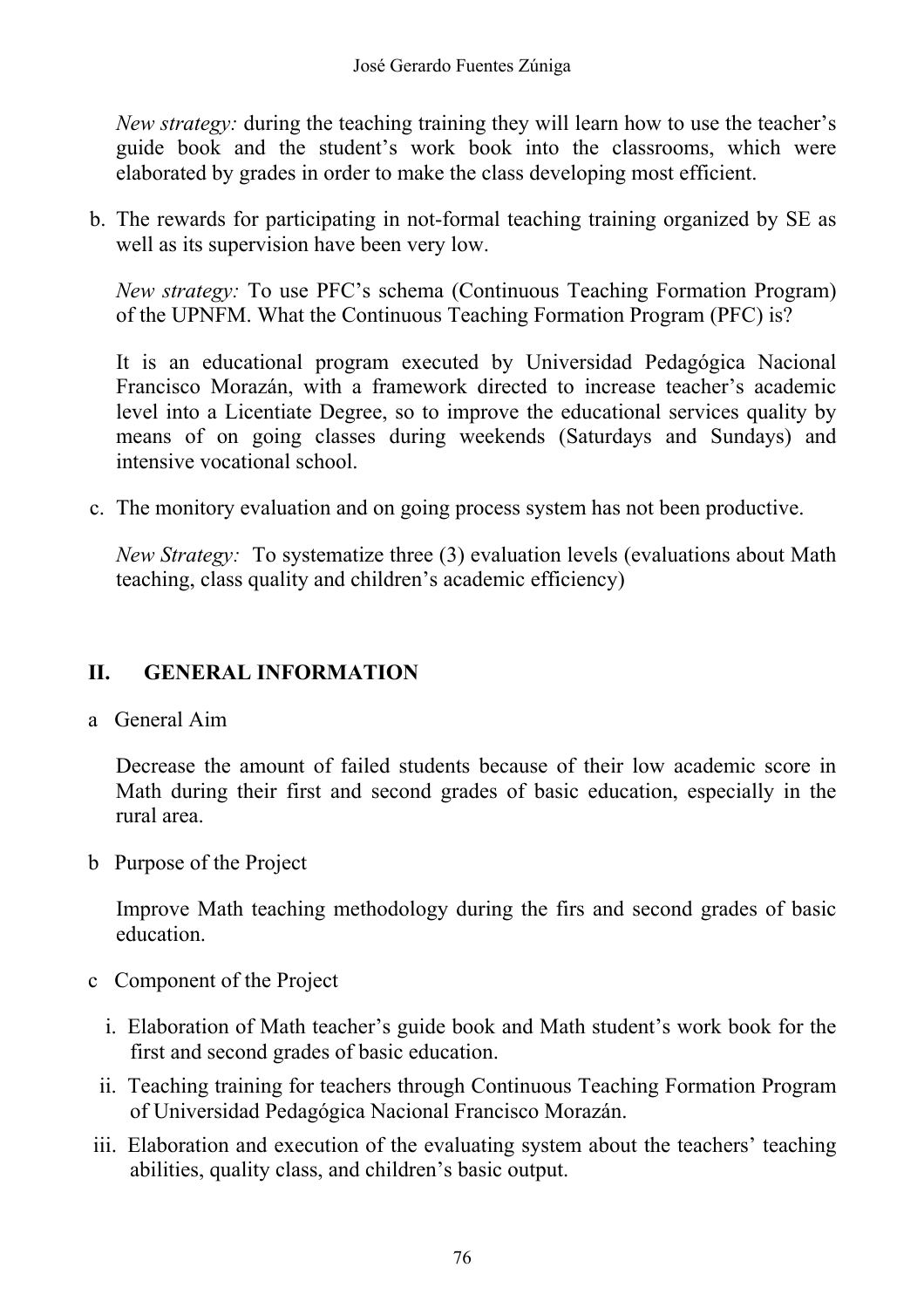*New strategy:* during the teaching training they will learn how to use the teacher's guide book and the student's work book into the classrooms, which were elaborated by grades in order to make the class developing most efficient.

b. The rewards for participating in not-formal teaching training organized by SE as well as its supervision have been very low.

   *New strategy:* To use PFC's schema (Continuous Teaching Formation Program) of the UPNFM. What the Continuous Teaching Formation Program (PFC) is?

   It is an educational program executed by Universidad Pedagógica Nacional Francisco Morazán, with a framework directed to increase teacher's academic level into a Licentiate Degree, so to improve the educational services quality by means of on going classes during weekends (Saturdays and Sundays) and intensive vocational school.

c. The monitory evaluation and on going process system has not been productive.

   *New Strategy:* To systematize three (3) evaluation levels (evaluations about Math teaching, class quality and children's academic efficiency)

## II. GENERAL INFORMATION

a General Aim

Decrease the amount of failed students because of their low academic score in Math during their first and second grades of basic education, especially in the rural area.

b Purpose of the Project

Improve Math teaching methodology during the firs and second grades of basic education.

c Component of the Project

i. Elaboration of Math teacher's guide book and Math student's work book for the first and second grades of basic education.
ii. Teaching training for teachers through Continuous Teaching Formation Program of Universidad Pedagógica Nacional Francisco Morazán.
iii. Elaboration and execution of the evaluating system about the teachers' teaching abilities, quality class, and children's basic output.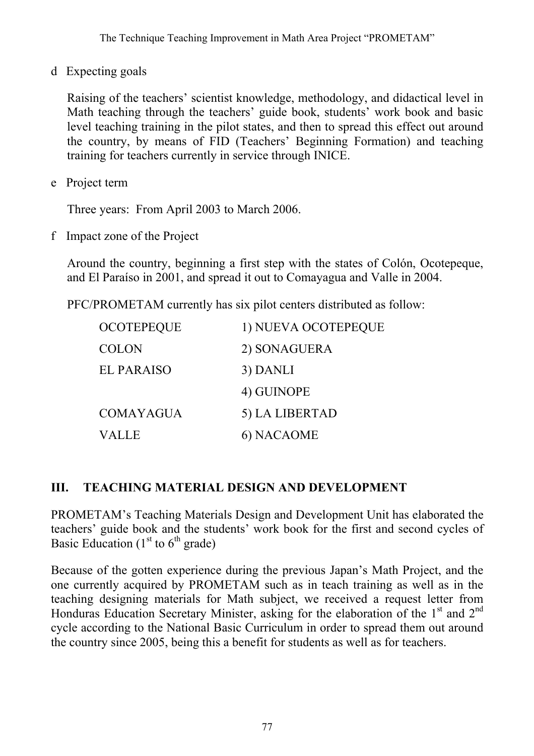d Expecting goals

Raising of the teachers' scientist knowledge, methodology, and didactical level in Math teaching through the teachers' guide book, students' work book and basic level teaching training in the pilot states, and then to spread this effect out around the country, by means of FID (Teachers' Beginning Formation) and teaching training for teachers currently in service through INICE.

e Project term

Three years: From April 2003 to March 2006.

f Impact zone of the Project

Around the country, beginning a first step with the states of Colón, Ocotepeque, and El Paraíso in 2001, and spread it out to Comayagua and Valle in 2004.

PFC/PROMETAM currently has six pilot centers distributed as follow:

| | |
|---|---|
| OCOTEPEQUE | 1) NUEVA OCOTEPEQUE |
| COLON | 2) SONAGUERA |
| EL PARAISO | 3) DANLI |
| | 4) GUINOPE |
| COMAYAGUA | 5) LA LIBERTAD |
| VALLE | 6) NACAOME |

## III. TEACHING MATERIAL DESIGN AND DEVELOPMENT

PROMETAM's Teaching Materials Design and Development Unit has elaborated the teachers' guide book and the students' work book for the first and second cycles of Basic Education (1st to 6th grade)

Because of the gotten experience during the previous Japan's Math Project, and the one currently acquired by PROMETAM such as in teach training as well as in the teaching designing materials for Math subject, we received a request letter from Honduras Education Secretary Minister, asking for the elaboration of the 1st and 2nd cycle according to the National Basic Curriculum in order to spread them out around the country since 2005, being this a benefit for students as well as for teachers.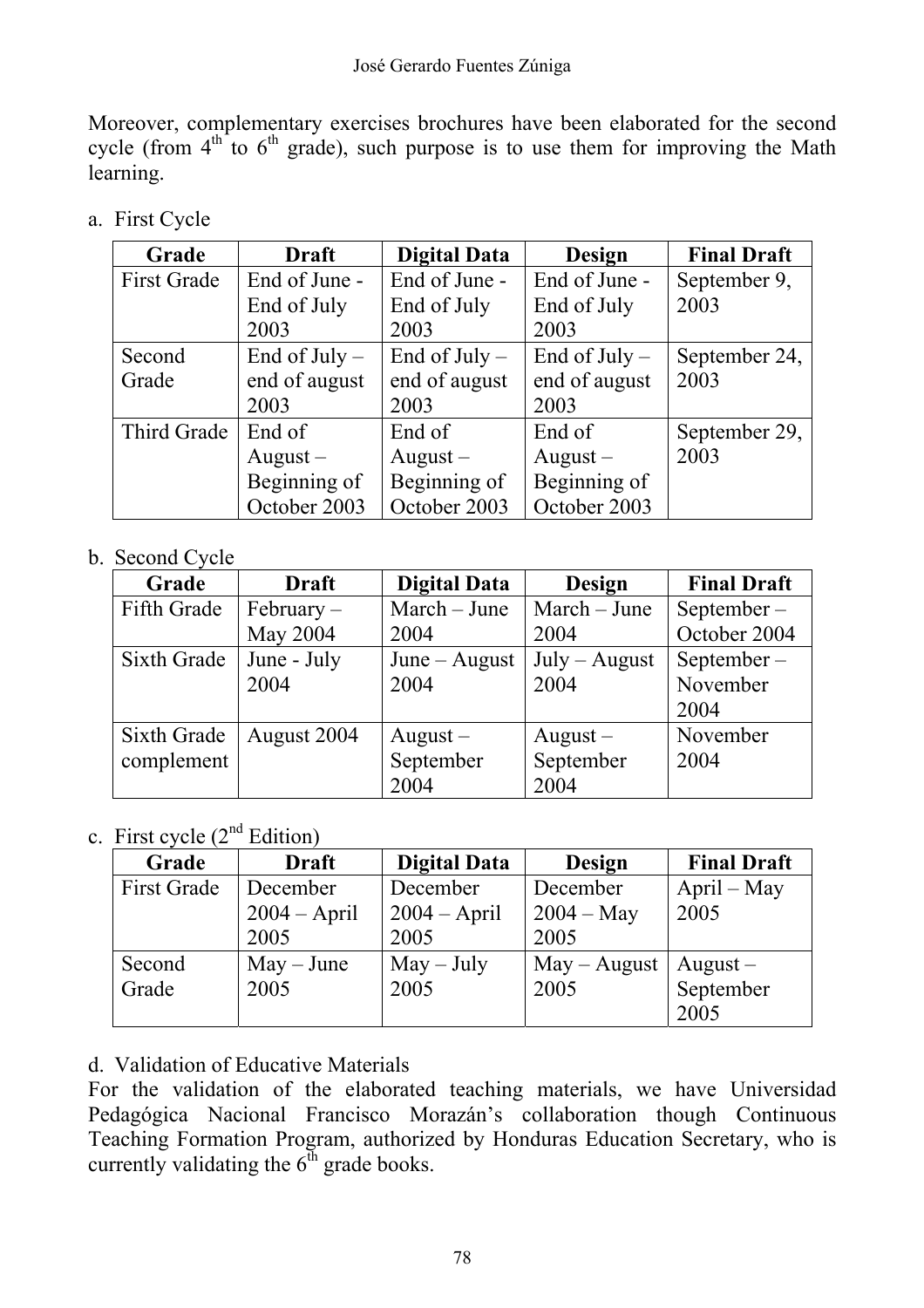Moreover, complementary exercises brochures have been elaborated for the second cycle (from 4th to 6th grade), such purpose is to use them for improving the Math learning.

a. First Cycle

| Grade | Draft | Digital Data | Design | Final Draft |
|---|---|---|---|---|
| First Grade | End of June - End of July 2003 | End of June - End of July 2003 | End of June - End of July 2003 | September 9, 2003 |
| Second Grade | End of July – end of august 2003 | End of July – end of august 2003 | End of July – end of august 2003 | September 24, 2003 |
| Third Grade | End of August – Beginning of October 2003 | End of August – Beginning of October 2003 | End of August – Beginning of October 2003 | September 29, 2003 |

b. Second Cycle

| Grade | Draft | Digital Data | Design | Final Draft |
|---|---|---|---|---|
| Fifth Grade | February – May 2004 | March – June 2004 | March – June 2004 | September – October 2004 |
| Sixth Grade | June - July 2004 | June – August 2004 | July – August 2004 | September – November 2004 |
| Sixth Grade complement | August 2004 | August – September 2004 | August – September 2004 | November 2004 |

c. First cycle (2nd Edition)

| Grade | Draft | Digital Data | Design | Final Draft |
|---|---|---|---|---|
| First Grade | December 2004 – April 2005 | December 2004 – April 2005 | December 2004 – May 2005 | April – May 2005 |
| Second Grade | May – June 2005 | May – July 2005 | May – August 2005 | August – September 2005 |

d. Validation of Educative Materials

For the validation of the elaborated teaching materials, we have Universidad Pedagógica Nacional Francisco Morazán's collaboration though Continuous Teaching Formation Program, authorized by Honduras Education Secretary, who is currently validating the 6th grade books.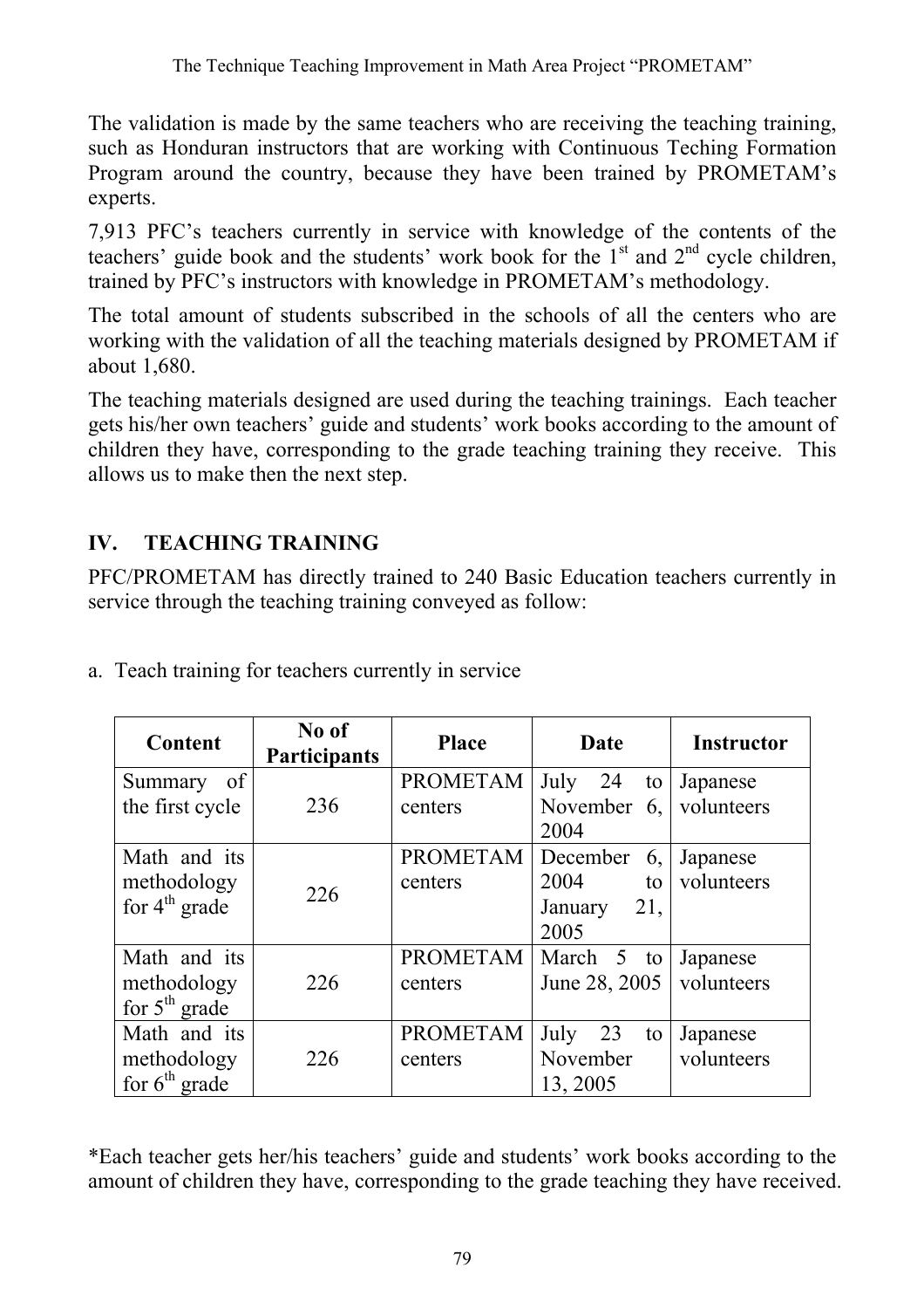The validation is made by the same teachers who are receiving the teaching training, such as Honduran instructors that are working with Continuous Teching Formation Program around the country, because they have been trained by PROMETAM's experts.

7,913 PFC's teachers currently in service with knowledge of the contents of the teachers' guide book and the students' work book for the 1st and 2nd cycle children, trained by PFC's instructors with knowledge in PROMETAM's methodology.

The total amount of students subscribed in the schools of all the centers who are working with the validation of all the teaching materials designed by PROMETAM if about 1,680.

The teaching materials designed are used during the teaching trainings. Each teacher gets his/her own teachers' guide and students' work books according to the amount of children they have, corresponding to the grade teaching training they receive. This allows us to make then the next step.

## IV. TEACHING TRAINING

PFC/PROMETAM has directly trained to 240 Basic Education teachers currently in service through the teaching training conveyed as follow:

a. Teach training for teachers currently in service

| Content | No of Participants | Place | Date | Instructor |
|---|---|---|---|---|
| Summary of the first cycle | 236 | PROMETAM centers | July 24 to November 6, 2004 | Japanese volunteers |
| Math and its methodology for 4th grade | 226 | PROMETAM centers | December 6, 2004 to January 21, 2005 | Japanese volunteers |
| Math and its methodology for 5th grade | 226 | PROMETAM centers | March 5 to June 28, 2005 | Japanese volunteers |
| Math and its methodology for 6th grade | 226 | PROMETAM centers | July 23 to November 13, 2005 | Japanese volunteers |

*Each teacher gets her/his teachers' guide and students' work books according to the amount of children they have, corresponding to the grade teaching they have received.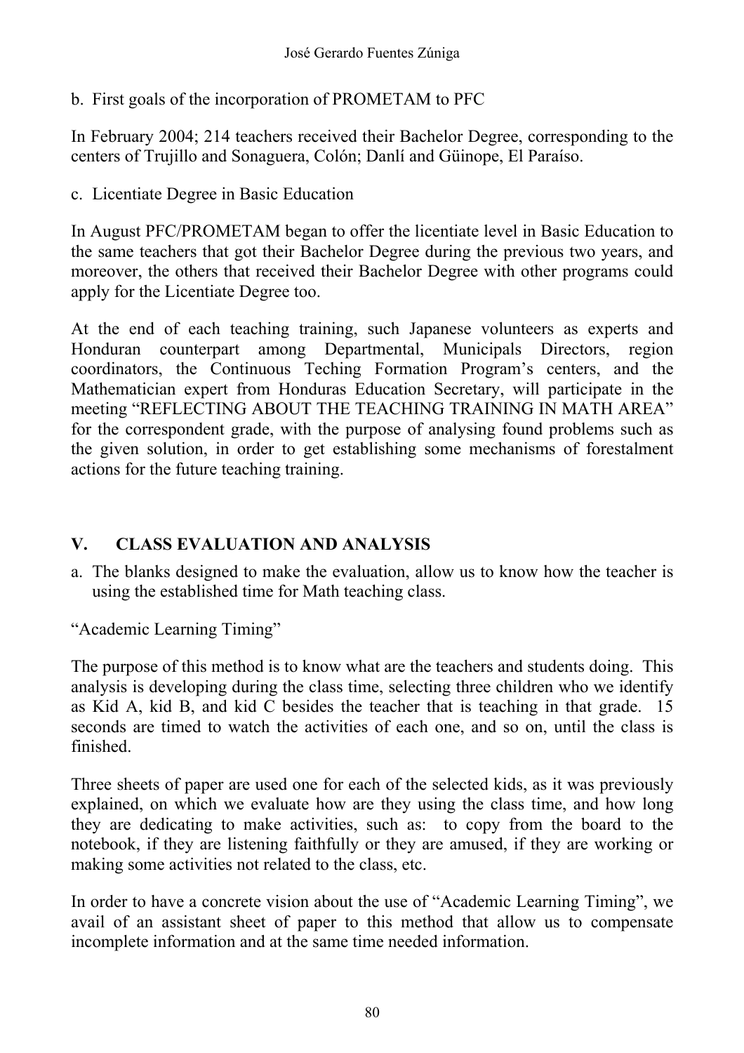b. First goals of the incorporation of PROMETAM to PFC

In February 2004; 214 teachers received their Bachelor Degree, corresponding to the centers of Trujillo and Sonaguera, Colón; Danlí and Güinope, El Paraíso.

c. Licentiate Degree in Basic Education

In August PFC/PROMETAM began to offer the licentiate level in Basic Education to the same teachers that got their Bachelor Degree during the previous two years, and moreover, the others that received their Bachelor Degree with other programs could apply for the Licentiate Degree too.

At the end of each teaching training, such Japanese volunteers as experts and Honduran counterpart among Departmental, Municipals Directors, region coordinators, the Continuous Teching Formation Program's centers, and the Mathematician expert from Honduras Education Secretary, will participate in the meeting "REFLECTING ABOUT THE TEACHING TRAINING IN MATH AREA" for the correspondent grade, with the purpose of analysing found problems such as the given solution, in order to get establishing some mechanisms of forestalment actions for the future teaching training.

## V. CLASS EVALUATION AND ANALYSIS

a. The blanks designed to make the evaluation, allow us to know how the teacher is using the established time for Math teaching class.

"Academic Learning Timing"

The purpose of this method is to know what are the teachers and students doing. This analysis is developing during the class time, selecting three children who we identify as Kid A, kid B, and kid C besides the teacher that is teaching in that grade. 15 seconds are timed to watch the activities of each one, and so on, until the class is finished.

Three sheets of paper are used one for each of the selected kids, as it was previously explained, on which we evaluate how are they using the class time, and how long they are dedicating to make activities, such as: to copy from the board to the notebook, if they are listening faithfully or they are amused, if they are working or making some activities not related to the class, etc.

In order to have a concrete vision about the use of "Academic Learning Timing", we avail of an assistant sheet of paper to this method that allow us to compensate incomplete information and at the same time needed information.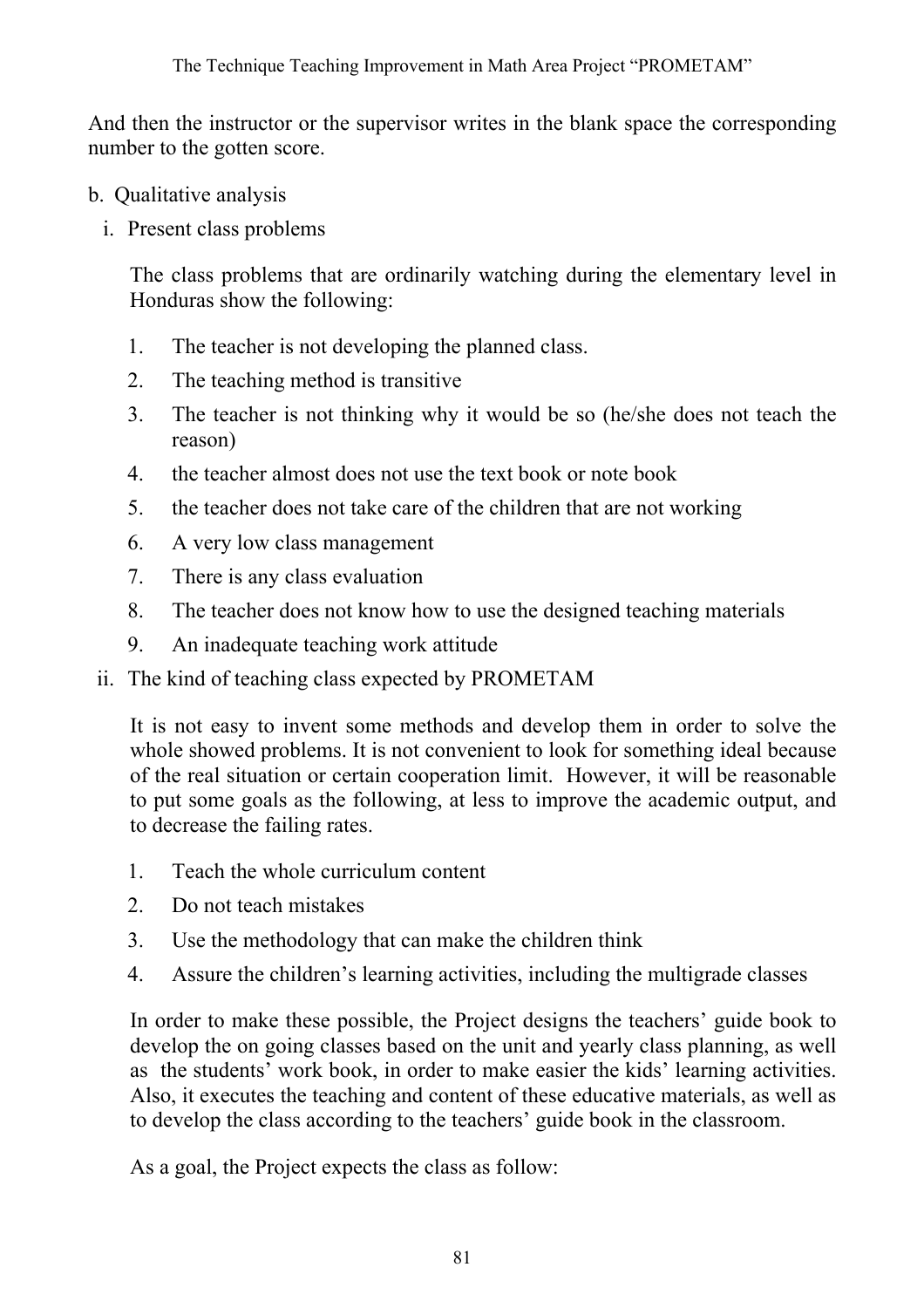And then the instructor or the supervisor writes in the blank space the corresponding number to the gotten score.

b. Qualitative analysis

i. Present class problems

The class problems that are ordinarily watching during the elementary level in Honduras show the following:

1. The teacher is not developing the planned class.
2. The teaching method is transitive
3. The teacher is not thinking why it would be so (he/she does not teach the reason)
4. the teacher almost does not use the text book or note book
5. the teacher does not take care of the children that are not working
6. A very low class management
7. There is any class evaluation
8. The teacher does not know how to use the designed teaching materials
9. An inadequate teaching work attitude

ii. The kind of teaching class expected by PROMETAM

It is not easy to invent some methods and develop them in order to solve the whole showed problems. It is not convenient to look for something ideal because of the real situation or certain cooperation limit. However, it will be reasonable to put some goals as the following, at less to improve the academic output, and to decrease the failing rates.

1. Teach the whole curriculum content
2. Do not teach mistakes
3. Use the methodology that can make the children think
4. Assure the children's learning activities, including the multigrade classes

In order to make these possible, the Project designs the teachers' guide book to develop the on going classes based on the unit and yearly class planning, as well as the students' work book, in order to make easier the kids' learning activities. Also, it executes the teaching and content of these educative materials, as well as to develop the class according to the teachers' guide book in the classroom.

As a goal, the Project expects the class as follow: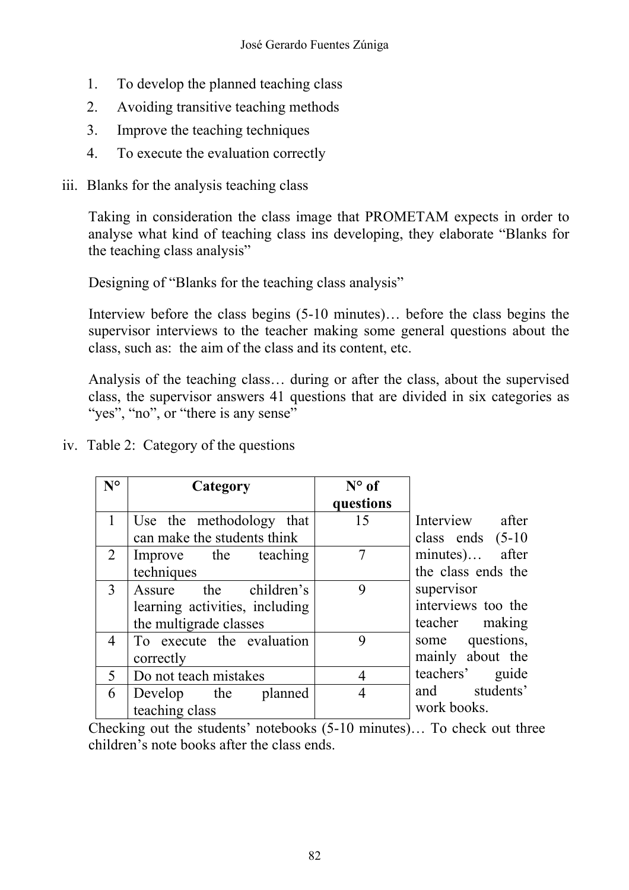1. To develop the planned teaching class
2. Avoiding transitive teaching methods
3. Improve the teaching techniques
4. To execute the evaluation correctly

iii. Blanks for the analysis teaching class

Taking in consideration the class image that PROMETAM expects in order to analyse what kind of teaching class ins developing, they elaborate "Blanks for the teaching class analysis"

Designing of "Blanks for the teaching class analysis"

Interview before the class begins (5-10 minutes)… before the class begins the supervisor interviews to the teacher making some general questions about the class, such as: the aim of the class and its content, etc.

Analysis of the teaching class… during or after the class, about the supervised class, the supervisor answers 41 questions that are divided in six categories as "yes", "no", or "there is any sense"

iv. Table 2: Category of the questions

| N° | Category | N° of questions |
|---|---|---|
| 1 | Use the methodology that can make the students think | 15 |
| 2 | Improve the teaching techniques | 7 |
| 3 | Assure the children's learning activities, including the multigrade classes | 9 |
| 4 | To execute the evaluation correctly | 9 |
| 5 | Do not teach mistakes | 4 |
| 6 | Develop the planned teaching class | 4 |

Interview after class ends (5-10 minutes)… after the class ends the supervisor interviews too the teacher making some questions, mainly about the teachers' guide and students' work books.

Checking out the students' notebooks (5-10 minutes)… To check out three children's note books after the class ends.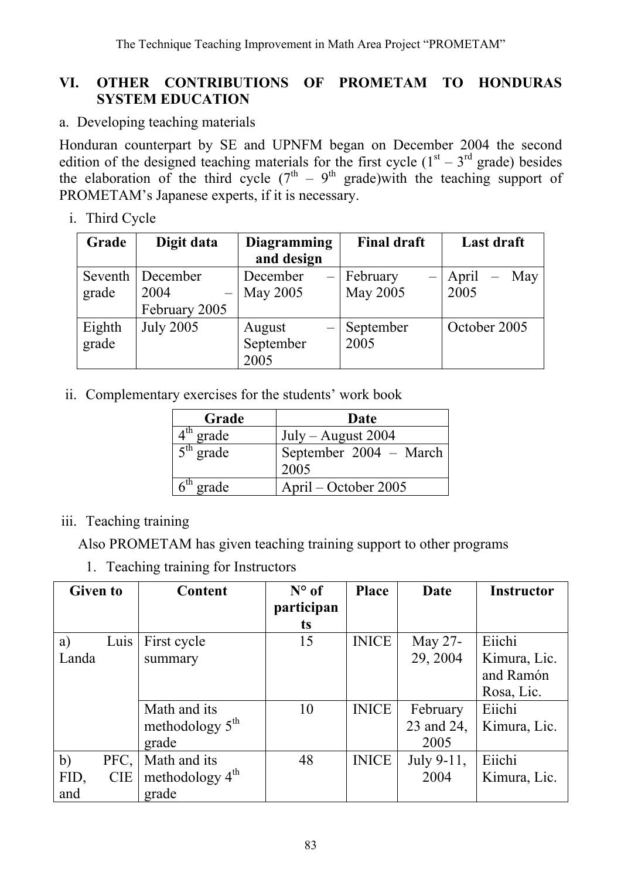## VI. OTHER CONTRIBUTIONS OF PROMETAM TO HONDURAS SYSTEM EDUCATION

a. Developing teaching materials

Honduran counterpart by SE and UPNFM began on December 2004 the second edition of the designed teaching materials for the first cycle (1st – 3rd grade) besides the elaboration of the third cycle (7th – 9th grade)with the teaching support of PROMETAM's Japanese experts, if it is necessary.

i. Third Cycle

| Grade | Digit data | Diagramming and design | Final draft | Last draft |
|---|---|---|---|---|
| Seventh grade | December 2004 – February 2005 | December – May 2005 | February – May 2005 | April – May 2005 |
| Eighth grade | July 2005 | August – September 2005 | September 2005 | October 2005 |

ii. Complementary exercises for the students' work book

| Grade | Date |
|---|---|
| 4th grade | July – August 2004 |
| 5th grade | September 2004 – March 2005 |
| 6th grade | April – October 2005 |

iii. Teaching training

Also PROMETAM has given teaching training support to other programs

1. Teaching training for Instructors

| Given to | Content | N° of participants | Place | Date | Instructor |
|---|---|---|---|---|---|
| a) Luis Landa | First cycle summary | 15 | INICE | May 27-29, 2004 | Eiichi Kimura, Lic. and Ramón Rosa, Lic. |
| | Math and its methodology 5th grade | 10 | INICE | February 23 and 24, 2005 | Eiichi Kimura, Lic. |
| b) PFC, FID, CIE and | Math and its methodology 4th grade | 48 | INICE | July 9-11, 2004 | Eiichi Kimura, Lic. |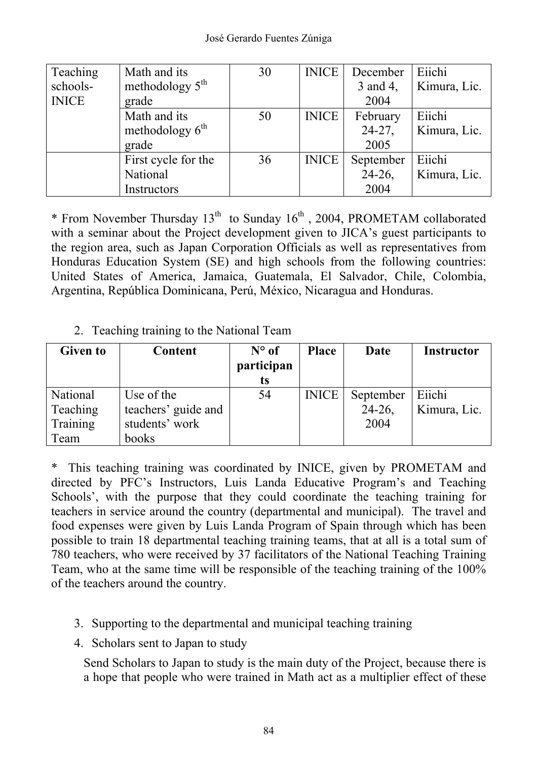| | | | | | |
|---|---|---|---|---|---|
| Teaching schools-INICE | Math and its methodology 5th grade | 30 | INICE | December 3 and 4, 2004 | Eiichi Kimura, Lic. |
| | Math and its methodology 6th grade | 50 | INICE | February 24-27, 2005 | Eiichi Kimura, Lic. |
| | First cycle for the National Instructors | 36 | INICE | September 24-26, 2004 | Eiichi Kimura, Lic. |

* From November Thursday 13th to Sunday 16th, 2004, PROMETAM collaborated with a seminar about the Project development given to JICA's guest participants to the region area, such as Japan Corporation Officials as well as representatives from Honduras Education System (SE) and high schools from the following countries: United States of America, Jamaica, Guatemala, El Salvador, Chile, Colombia, Argentina, República Dominicana, Perú, México, Nicaragua and Honduras.

2. Teaching training to the National Team

| Given to | Content | N° of participants | Place | Date | Instructor |
|---|---|---|---|---|---|
| National Teaching Training Team | Use of the teachers' guide and students' work books | 54 | INICE | September 24-26, 2004 | Eiichi Kimura, Lic. |

* This teaching training was coordinated by INICE, given by PROMETAM and directed by PFC's Instructors, Luis Landa Educative Program's and Teaching Schools', with the purpose that they could coordinate the teaching training for teachers in service around the country (departmental and municipal). The travel and food expenses were given by Luis Landa Program of Spain through which has been possible to train 18 departmental teaching training teams, that at all is a total sum of 780 teachers, who were received by 37 facilitators of the National Teaching Training Team, who at the same time will be responsible of the teaching training of the 100% of the teachers around the country.

3. Supporting to the departmental and municipal teaching training
4. Scholars sent to Japan to study

Send Scholars to Japan to study is the main duty of the Project, because there is a hope that people who were trained in Math act as a multiplier effect of these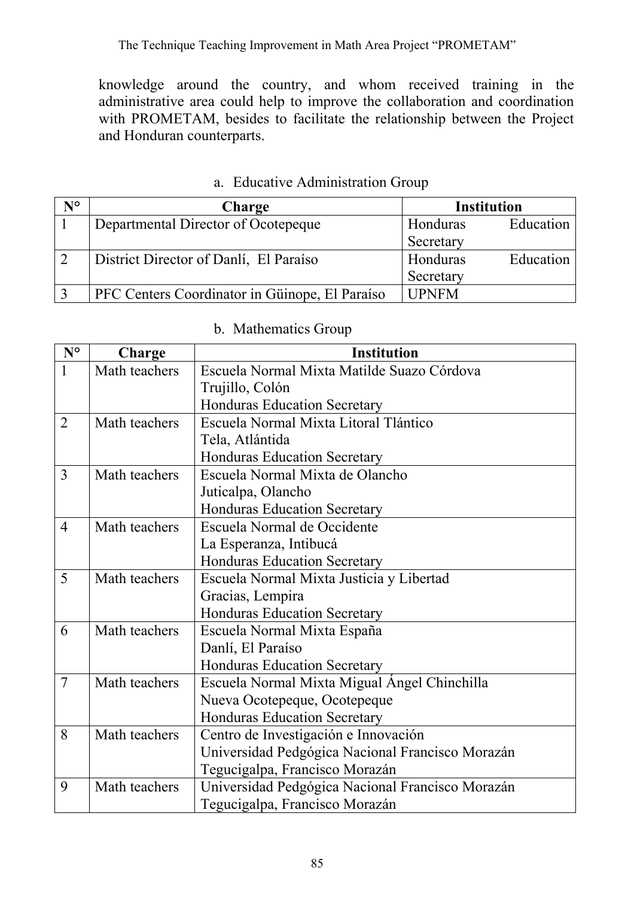knowledge around the country, and whom received training in the administrative area could help to improve the collaboration and coordination with PROMETAM, besides to facilitate the relationship between the Project and Honduran counterparts.

a. Educative Administration Group

| N° | Charge | Institution |
|---|---|---|
| 1 | Departmental Director of Ocotepeque | Honduras Education Secretary |
| 2 | District Director of Danlí, El Paraíso | Honduras Education Secretary |
| 3 | PFC Centers Coordinator in Güinope, El Paraíso | UPNFM |

b. Mathematics Group

| N° | Charge | Institution |
|---|---|---|
| 1 | Math teachers | Escuela Normal Mixta Matilde Suazo Córdova<br>Trujillo, Colón<br>Honduras Education Secretary |
| 2 | Math teachers | Escuela Normal Mixta Litoral Tlántico<br>Tela, Atlántida<br>Honduras Education Secretary |
| 3 | Math teachers | Escuela Normal Mixta de Olancho<br>Juticalpa, Olancho<br>Honduras Education Secretary |
| 4 | Math teachers | Escuela Normal de Occidente<br>La Esperanza, Intibucá<br>Honduras Education Secretary |
| 5 | Math teachers | Escuela Normal Mixta Justicia y Libertad<br>Gracias, Lempira<br>Honduras Education Secretary |
| 6 | Math teachers | Escuela Normal Mixta España<br>Danlí, El Paraíso<br>Honduras Education Secretary |
| 7 | Math teachers | Escuela Normal Mixta Migual Ángel Chinchilla<br>Nueva Ocotepeque, Ocotepeque<br>Honduras Education Secretary |
| 8 | Math teachers | Centro de Investigación e Innovación<br>Universidad Pedgógica Nacional Francisco Morazán<br>Tegucigalpa, Francisco Morazán |
| 9 | Math teachers | Universidad Pedgógica Nacional Francisco Morazán<br>Tegucigalpa, Francisco Morazán |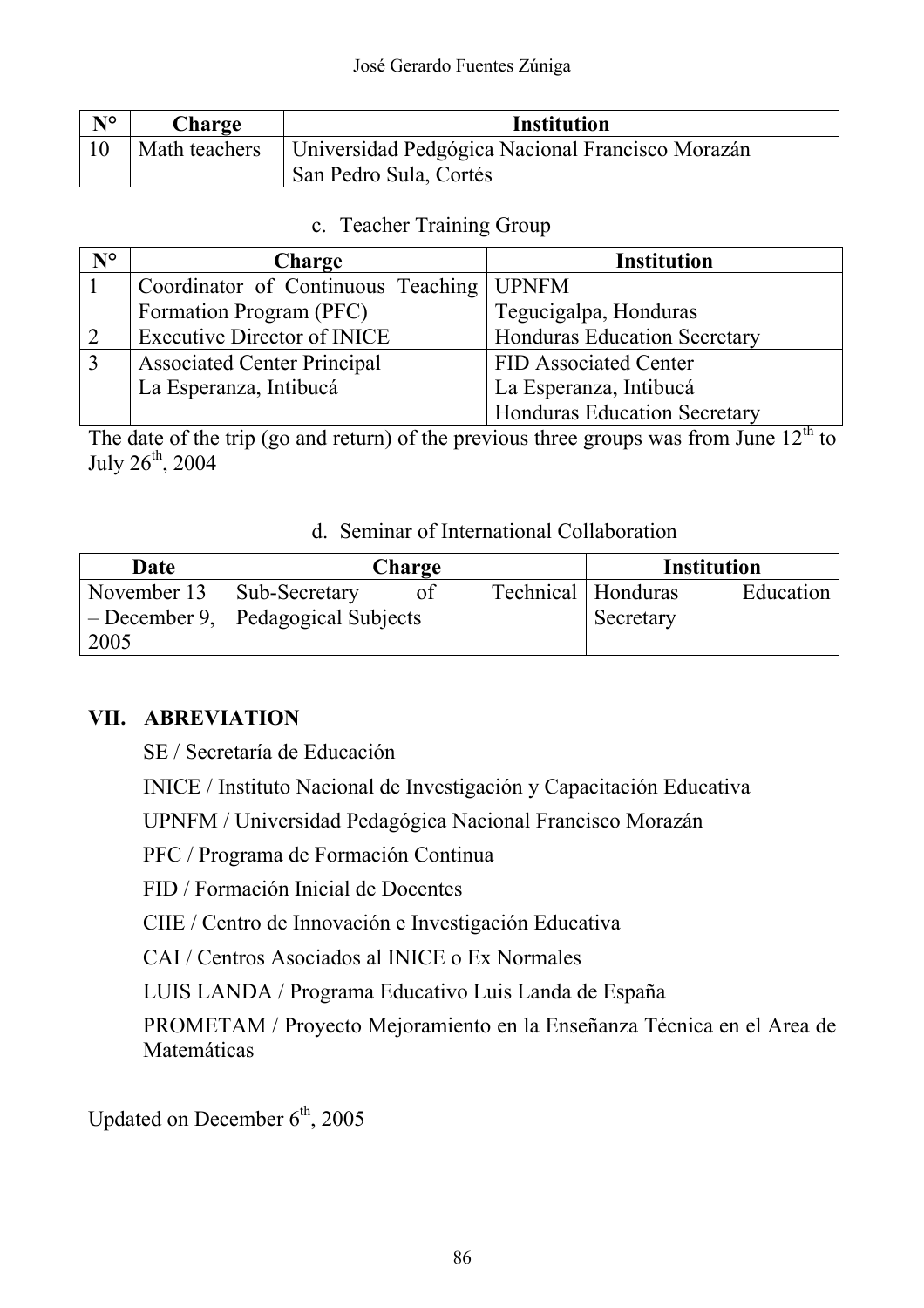| N° | Charge | Institution |
|---|---|---|
| 10 | Math teachers | Universidad Pedgógica Nacional Francisco Morazán San Pedro Sula, Cortés |

c. Teacher Training Group

| N° | Charge | Institution |
|---|---|---|
| 1 | Coordinator of Continuous Teaching Formation Program (PFC) | UPNFM Tegucigalpa, Honduras |
| 2 | Executive Director of INICE | Honduras Education Secretary |
| 3 | Associated Center Principal La Esperanza, Intibucá | FID Associated Center La Esperanza, Intibucá Honduras Education Secretary |

The date of the trip (go and return) of the previous three groups was from June 12th to July 26th, 2004

d. Seminar of International Collaboration

| Date | Charge | Institution |
|---|---|---|
| November 13 – December 9, 2005 | Sub-Secretary of Technical Pedagogical Subjects | Honduras Education Secretary |

## VII. ABREVIATION

SE / Secretaría de Educación

INICE / Instituto Nacional de Investigación y Capacitación Educativa

UPNFM / Universidad Pedagógica Nacional Francisco Morazán

PFC / Programa de Formación Continua

FID / Formación Inicial de Docentes

CIIE / Centro de Innovación e Investigación Educativa

CAI / Centros Asociados al INICE o Ex Normales

LUIS LANDA / Programa Educativo Luis Landa de España

PROMETAM / Proyecto Mejoramiento en la Enseñanza Técnica en el Area de Matemáticas

Updated on December 6th, 2005